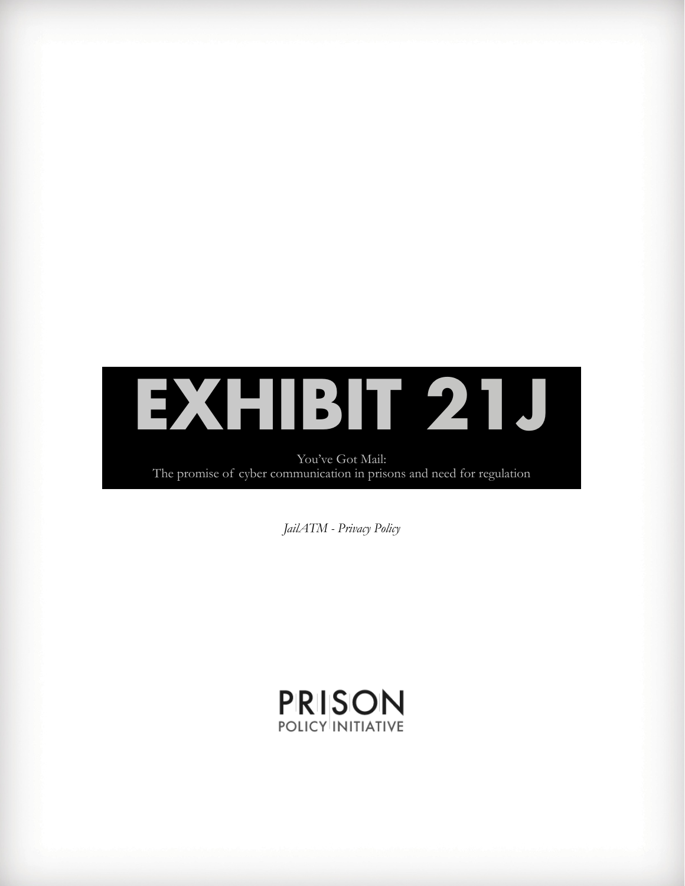# EXHIBIT 21J

You've Got Mail:
The promise of cyber communication in prisons and need for regulation

*JailATM - Privacy Policy*

PRISON
POLICY INITIATIVE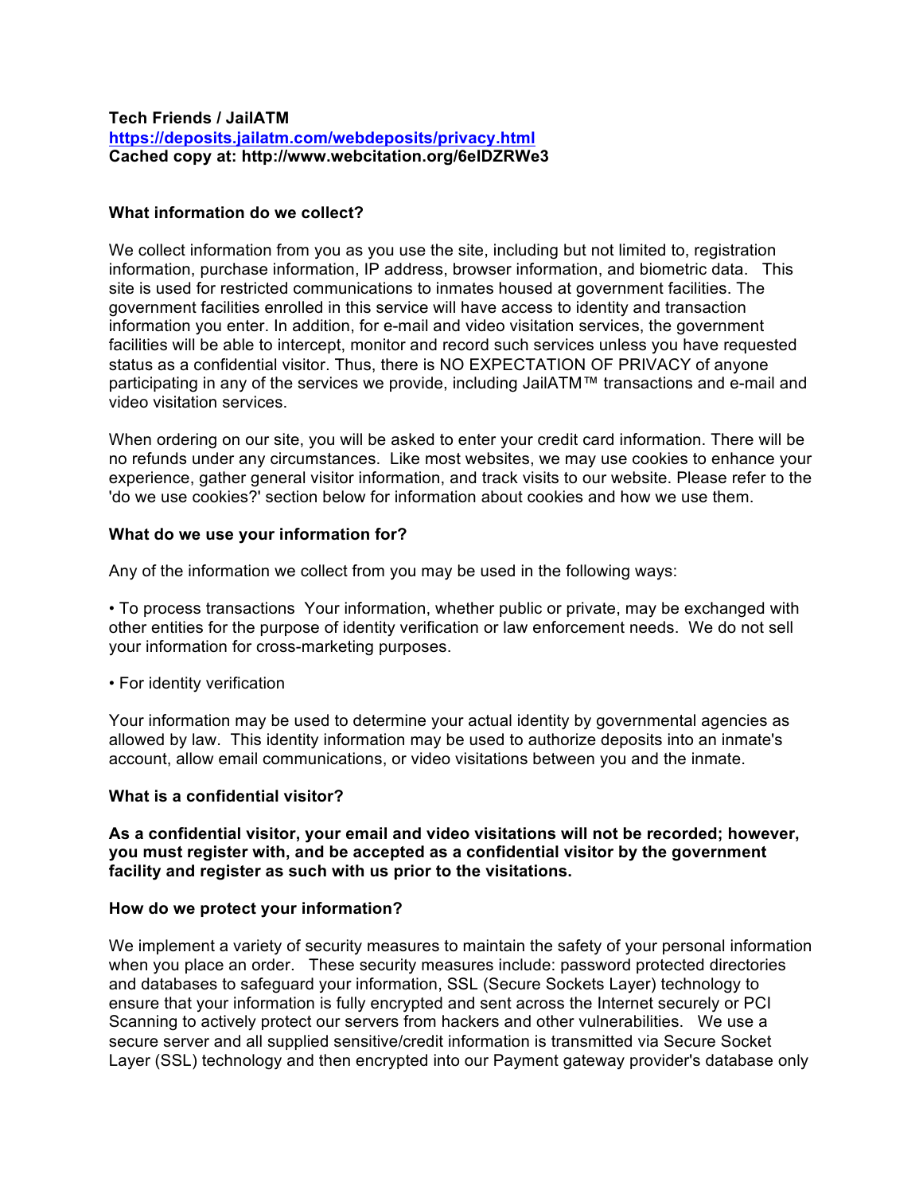**Tech Friends / JailATM**
**https://deposits.jailatm.com/webdeposits/privacy.html**
**Cached copy at: http://www.webcitation.org/6eIDZRWe3**

### What information do we collect?

We collect information from you as you use the site, including but not limited to, registration information, purchase information, IP address, browser information, and biometric data. This site is used for restricted communications to inmates housed at government facilities. The government facilities enrolled in this service will have access to identity and transaction information you enter. In addition, for e-mail and video visitation services, the government facilities will be able to intercept, monitor and record such services unless you have requested status as a confidential visitor. Thus, there is NO EXPECTATION OF PRIVACY of anyone participating in any of the services we provide, including JailATM™ transactions and e-mail and video visitation services.

When ordering on our site, you will be asked to enter your credit card information. There will be no refunds under any circumstances. Like most websites, we may use cookies to enhance your experience, gather general visitor information, and track visits to our website. Please refer to the 'do we use cookies?' section below for information about cookies and how we use them.

### What do we use your information for?

Any of the information we collect from you may be used in the following ways:

• To process transactions Your information, whether public or private, may be exchanged with other entities for the purpose of identity verification or law enforcement needs. We do not sell your information for cross-marketing purposes.

• For identity verification

Your information may be used to determine your actual identity by governmental agencies as allowed by law. This identity information may be used to authorize deposits into an inmate's account, allow email communications, or video visitations between you and the inmate.

### What is a confidential visitor?

**As a confidential visitor, your email and video visitations will not be recorded; however, you must register with, and be accepted as a confidential visitor by the government facility and register as such with us prior to the visitations.**

### How do we protect your information?

We implement a variety of security measures to maintain the safety of your personal information when you place an order. These security measures include: password protected directories and databases to safeguard your information, SSL (Secure Sockets Layer) technology to ensure that your information is fully encrypted and sent across the Internet securely or PCI Scanning to actively protect our servers from hackers and other vulnerabilities. We use a secure server and all supplied sensitive/credit information is transmitted via Secure Socket Layer (SSL) technology and then encrypted into our Payment gateway provider's database only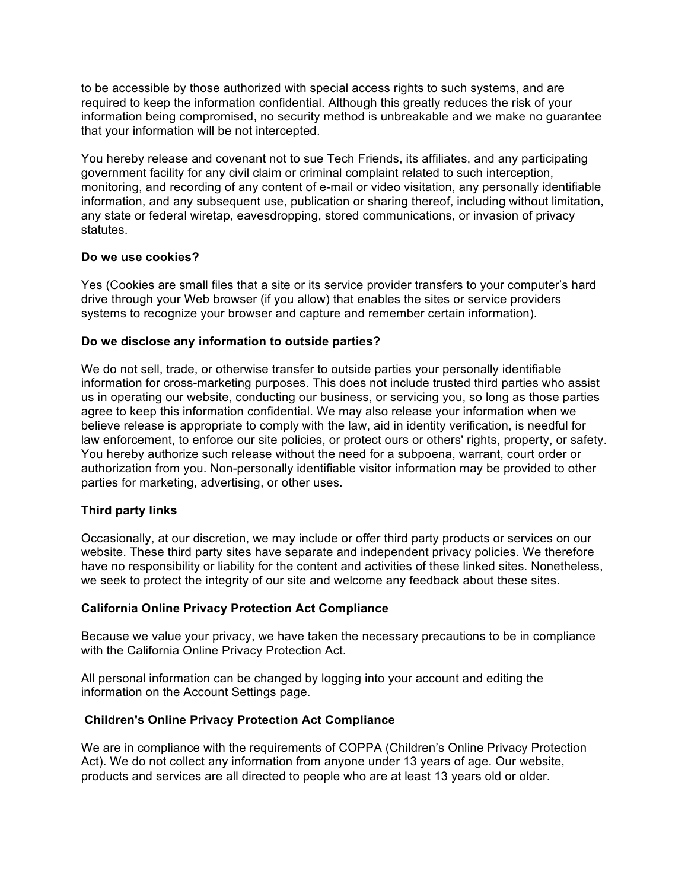to be accessible by those authorized with special access rights to such systems, and are required to keep the information confidential. Although this greatly reduces the risk of your information being compromised, no security method is unbreakable and we make no guarantee that your information will be not intercepted.

You hereby release and covenant not to sue Tech Friends, its affiliates, and any participating government facility for any civil claim or criminal complaint related to such interception, monitoring, and recording of any content of e-mail or video visitation, any personally identifiable information, and any subsequent use, publication or sharing thereof, including without limitation, any state or federal wiretap, eavesdropping, stored communications, or invasion of privacy statutes.

**Do we use cookies?**

Yes (Cookies are small files that a site or its service provider transfers to your computer's hard drive through your Web browser (if you allow) that enables the sites or service providers systems to recognize your browser and capture and remember certain information).

**Do we disclose any information to outside parties?**

We do not sell, trade, or otherwise transfer to outside parties your personally identifiable information for cross-marketing purposes. This does not include trusted third parties who assist us in operating our website, conducting our business, or servicing you, so long as those parties agree to keep this information confidential. We may also release your information when we believe release is appropriate to comply with the law, aid in identity verification, is needful for law enforcement, to enforce our site policies, or protect ours or others' rights, property, or safety. You hereby authorize such release without the need for a subpoena, warrant, court order or authorization from you. Non-personally identifiable visitor information may be provided to other parties for marketing, advertising, or other uses.

**Third party links**

Occasionally, at our discretion, we may include or offer third party products or services on our website. These third party sites have separate and independent privacy policies. We therefore have no responsibility or liability for the content and activities of these linked sites. Nonetheless, we seek to protect the integrity of our site and welcome any feedback about these sites.

**California Online Privacy Protection Act Compliance**

Because we value your privacy, we have taken the necessary precautions to be in compliance with the California Online Privacy Protection Act.

All personal information can be changed by logging into your account and editing the information on the Account Settings page.

**Children's Online Privacy Protection Act Compliance**

We are in compliance with the requirements of COPPA (Children's Online Privacy Protection Act). We do not collect any information from anyone under 13 years of age. Our website, products and services are all directed to people who are at least 13 years old or older.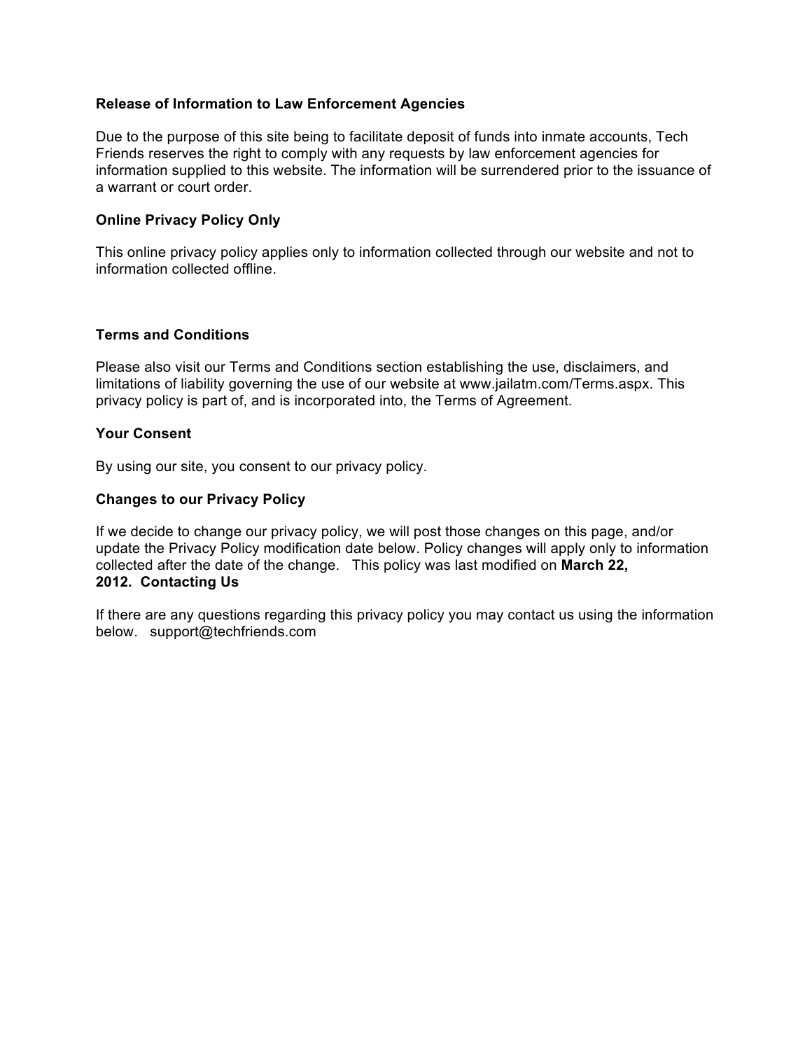**Release of Information to Law Enforcement Agencies**

Due to the purpose of this site being to facilitate deposit of funds into inmate accounts, Tech Friends reserves the right to comply with any requests by law enforcement agencies for information supplied to this website. The information will be surrendered prior to the issuance of a warrant or court order.

**Online Privacy Policy Only**

This online privacy policy applies only to information collected through our website and not to information collected offline.

**Terms and Conditions**

Please also visit our Terms and Conditions section establishing the use, disclaimers, and limitations of liability governing the use of our website at www.jailatm.com/Terms.aspx. This privacy policy is part of, and is incorporated into, the Terms of Agreement.

**Your Consent**

By using our site, you consent to our privacy policy.

**Changes to our Privacy Policy**

If we decide to change our privacy policy, we will post those changes on this page, and/or update the Privacy Policy modification date below. Policy changes will apply only to information collected after the date of the change. This policy was last modified on **March 22, 2012. Contacting Us**

If there are any questions regarding this privacy policy you may contact us using the information below. support@techfriends.com